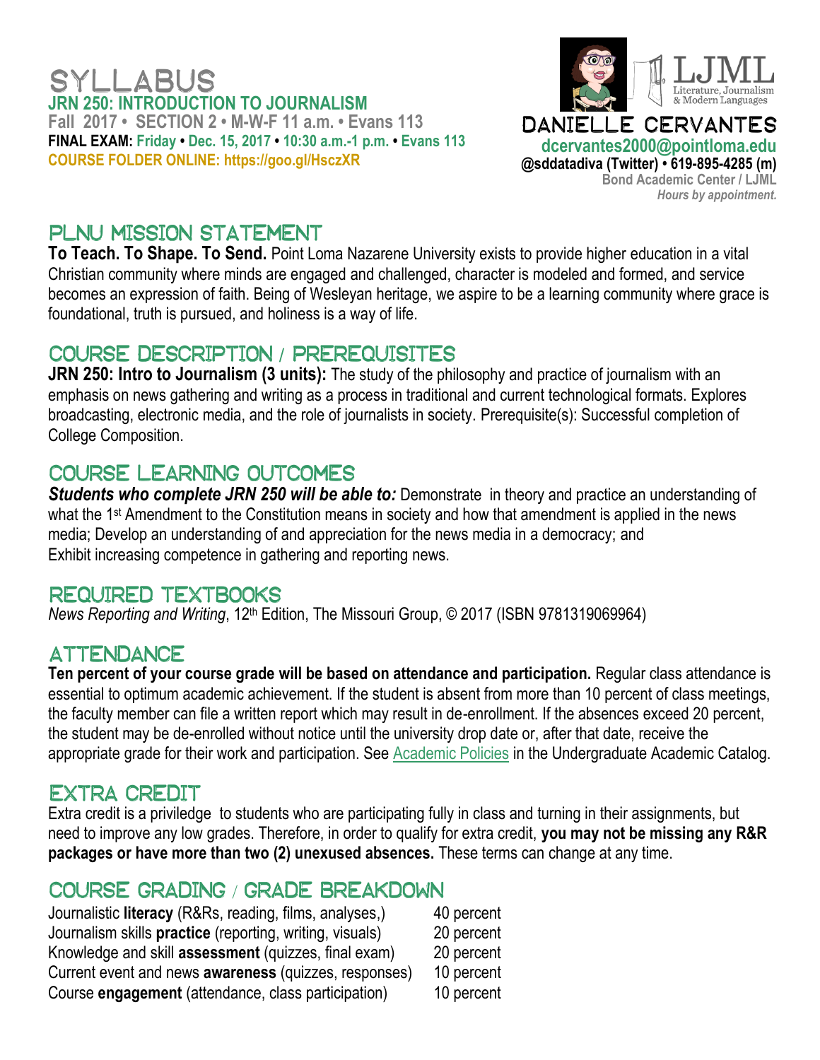# SYLLABUS

**JRN 250: INTRODUCTION TO JOURNALISM**

**Fall 2017 • SECTION 2 • M-W-F 11 a.m. • Evans 113**

**FINAL EXAM: Friday • Dec. 15, 2017 • 10:30 a.m.-1 p.m. • Evans 113**

**COURSE FOLDER ONLINE: https://goo.gl/HsczXR**

LJML Literature, Journalism & Modern Languages

**DANIELLE CERVANTES**

**dcervantes2000@pointloma.edu**

**@sddatadiva (Twitter) • 619-895-4285 (m)**

**Bond Academic Center / LJML**

***Hours by appointment.***

## PLNU MISSION STATEMENT

**To Teach. To Shape. To Send.** Point Loma Nazarene University exists to provide higher education in a vital Christian community where minds are engaged and challenged, character is modeled and formed, and service becomes an expression of faith. Being of Wesleyan heritage, we aspire to be a learning community where grace is foundational, truth is pursued, and holiness is a way of life.

## COURSE DESCRIPTION / PREREQUISITES

**JRN 250: Intro to Journalism (3 units):** The study of the philosophy and practice of journalism with an emphasis on news gathering and writing as a process in traditional and current technological formats. Explores broadcasting, electronic media, and the role of journalists in society. Prerequisite(s): Successful completion of College Composition.

## COURSE LEARNING OUTCOMES

***Students who complete JRN 250 will be able to:*** Demonstrate in theory and practice an understanding of what the 1st Amendment to the Constitution means in society and how that amendment is applied in the news media; Develop an understanding of and appreciation for the news media in a democracy; and Exhibit increasing competence in gathering and reporting news.

## REQUIRED TEXTBOOKS

*News Reporting and Writing*, 12th Edition, The Missouri Group, © 2017 (ISBN 9781319069964)

## ATTENDANCE

**Ten percent of your course grade will be based on attendance and participation.** Regular class attendance is essential to optimum academic achievement. If the student is absent from more than 10 percent of class meetings, the faculty member can file a written report which may result in de-enrollment. If the absences exceed 20 percent, the student may be de-enrolled without notice until the university drop date or, after that date, receive the appropriate grade for their work and participation. See Academic Policies in the Undergraduate Academic Catalog.

## EXTRA CREDIT

Extra credit is a priviledge to students who are participating fully in class and turning in their assignments, but need to improve any low grades. Therefore, in order to qualify for extra credit, **you may not be missing any R&R packages or have more than two (2) unexcused absences.** These terms can change at any time.

## COURSE GRADING / GRADE BREAKDOWN

| | |
|---|---|
| Journalistic **literacy** (R&Rs, reading, films, analyses,) | 40 percent |
| Journalism skills **practice** (reporting, writing, visuals) | 20 percent |
| Knowledge and skill **assessment** (quizzes, final exam) | 20 percent |
| Current event and news **awareness** (quizzes, responses) | 10 percent |
| Course **engagement** (attendance, class participation) | 10 percent |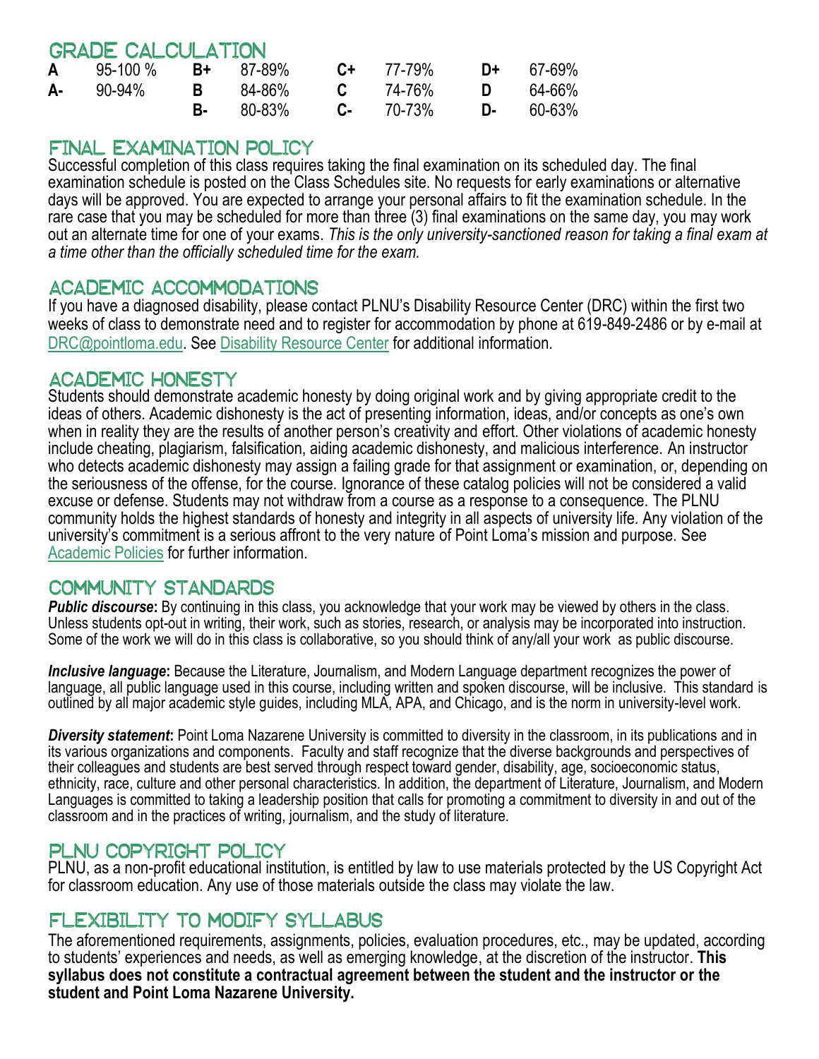## Grade Calculation

| | | | | | | | |
|---|---|---|---|---|---|---|---|
| **A** 95-100 % | | **B+** | 87-89% | **C+** | 77-79% | **D+** | 67-69% |
| **A-** 90-94% | | **B** | 84-86% | **C** | 74-76% | **D** | 64-66% |
| | | **B-** | 80-83% | **C-** | 70-73% | **D-** | 60-63% |

## Final Examination Policy

Successful completion of this class requires taking the final examination on its scheduled day. The final examination schedule is posted on the Class Schedules site. No requests for early examinations or alternative days will be approved. You are expected to arrange your personal affairs to fit the examination schedule. In the rare case that you may be scheduled for more than three (3) final examinations on the same day, you may work out an alternate time for one of your exams. *This is the only university-sanctioned reason for taking a final exam at a time other than the officially scheduled time for the exam.*

## Academic Accommodations

If you have a diagnosed disability, please contact PLNU's Disability Resource Center (DRC) within the first two weeks of class to demonstrate need and to register for accommodation by phone at 619-849-2486 or by e-mail at DRC@pointloma.edu. See Disability Resource Center for additional information.

## Academic Honesty

Students should demonstrate academic honesty by doing original work and by giving appropriate credit to the ideas of others. Academic dishonesty is the act of presenting information, ideas, and/or concepts as one's own when in reality they are the results of another person's creativity and effort. Other violations of academic honesty include cheating, plagiarism, falsification, aiding academic dishonesty, and malicious interference. An instructor who detects academic dishonesty may assign a failing grade for that assignment or examination, or, depending on the seriousness of the offense, for the course. Ignorance of these catalog policies will not be considered a valid excuse or defense. Students may not withdraw from a course as a response to a consequence. The PLNU community holds the highest standards of honesty and integrity in all aspects of university life. Any violation of the university's commitment is a serious affront to the very nature of Point Loma's mission and purpose. See Academic Policies for further information.

## Community Standards

***Public discourse*:** By continuing in this class, you acknowledge that your work may be viewed by others in the class. Unless students opt-out in writing, their work, such as stories, research, or analysis may be incorporated into instruction. Some of the work we will do in this class is collaborative, so you should think of any/all your work as public discourse.

***Inclusive language*:** Because the Literature, Journalism, and Modern Language department recognizes the power of language, all public language used in this course, including written and spoken discourse, will be inclusive. This standard is outlined by all major academic style guides, including MLA, APA, and Chicago, and is the norm in university-level work.

***Diversity statement*:** Point Loma Nazarene University is committed to diversity in the classroom, in its publications and in its various organizations and components. Faculty and staff recognize that the diverse backgrounds and perspectives of their colleagues and students are best served through respect toward gender, disability, age, socioeconomic status, ethnicity, race, culture and other personal characteristics. In addition, the department of Literature, Journalism, and Modern Languages is committed to taking a leadership position that calls for promoting a commitment to diversity in and out of the classroom and in the practices of writing, journalism, and the study of literature.

## PLNU Copyright Policy

PLNU, as a non-profit educational institution, is entitled by law to use materials protected by the US Copyright Act for classroom education. Any use of those materials outside the class may violate the law.

## Flexibility to Modify Syllabus

The aforementioned requirements, assignments, policies, evaluation procedures, etc., may be updated, according to students' experiences and needs, as well as emerging knowledge, at the discretion of the instructor. **This syllabus does not constitute a contractual agreement between the student and the instructor or the student and Point Loma Nazarene University.**